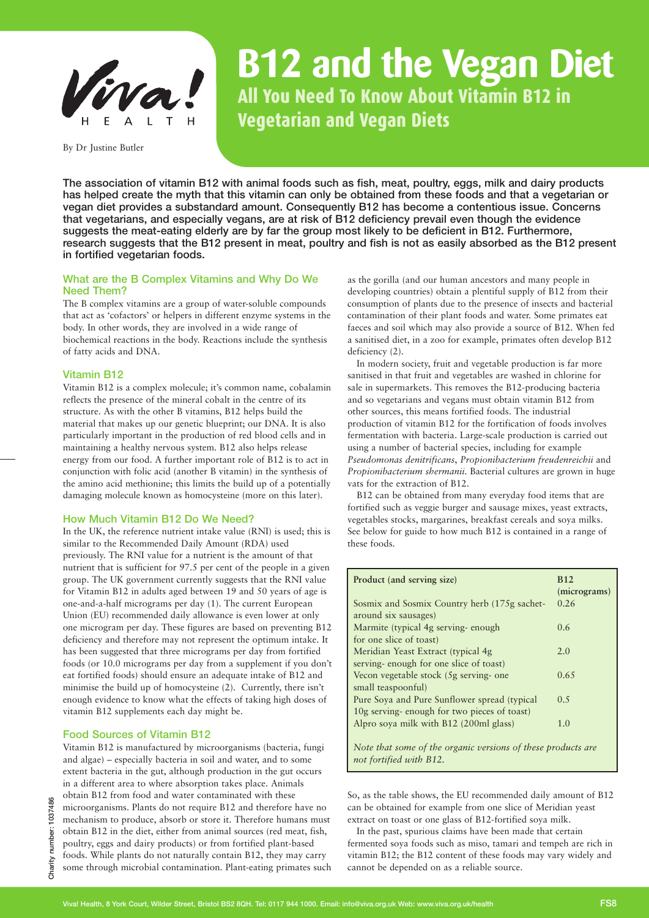# B12 and the Vegan Diet

## All You Need To Know About Vitamin B12 in Vegetarian and Vegan Diets

By Dr Justine Butler

**The association of vitamin B12 with animal foods such as fish, meat, poultry, eggs, milk and dairy products has helped create the myth that this vitamin can only be obtained from these foods and that a vegetarian or vegan diet provides a substandard amount. Consequently B12 has become a contentious issue. Concerns that vegetarians, and especially vegans, are at risk of B12 deficiency prevail even though the evidence suggests the meat-eating elderly are by far the group most likely to be deficient in B12. Furthermore, research suggests that the B12 present in meat, poultry and fish is not as easily absorbed as the B12 present in fortified vegetarian foods.**

### What are the B Complex Vitamins and Why Do We Need Them?

The B complex vitamins are a group of water-soluble compounds that act as 'cofactors' or helpers in different enzyme systems in the body. In other words, they are involved in a wide range of biochemical reactions in the body. Reactions include the synthesis of fatty acids and DNA.

### Vitamin B12

Vitamin B12 is a complex molecule; it's common name, cobalamin reflects the presence of the mineral cobalt in the centre of its structure. As with the other B vitamins, B12 helps build the material that makes up our genetic blueprint; our DNA. It is also particularly important in the production of red blood cells and in maintaining a healthy nervous system. B12 also helps release energy from our food. A further important role of B12 is to act in conjunction with folic acid (another B vitamin) in the synthesis of the amino acid methionine; this limits the build up of a potentially damaging molecule known as homocysteine (more on this later).

### How Much Vitamin B12 Do We Need?

In the UK, the reference nutrient intake value (RNI) is used; this is similar to the Recommended Daily Amount (RDA) used previously. The RNI value for a nutrient is the amount of that nutrient that is sufficient for 97.5 per cent of the people in a given group. The UK government currently suggests that the RNI value for Vitamin B12 in adults aged between 19 and 50 years of age is one-and-a-half micrograms per day (1). The current European Union (EU) recommended daily allowance is even lower at only one microgram per day. These figures are based on preventing B12 deficiency and therefore may not represent the optimum intake. It has been suggested that three micrograms per day from fortified foods (or 10.0 micrograms per day from a supplement if you don't eat fortified foods) should ensure an adequate intake of B12 and minimise the build up of homocysteine (2). Currently, there isn't enough evidence to know what the effects of taking high doses of vitamin B12 supplements each day might be.

### Food Sources of Vitamin B12

Vitamin B12 is manufactured by microorganisms (bacteria, fungi and algae) – especially bacteria in soil and water, and to some extent bacteria in the gut, although production in the gut occurs in a different area to where absorption takes place. Animals obtain B12 from food and water contaminated with these microorganisms. Plants do not require B12 and therefore have no mechanism to produce, absorb or store it. Therefore humans must obtain B12 in the diet, either from animal sources (red meat, fish, poultry, eggs and dairy products) or from fortified plant-based foods. While plants do not naturally contain B12, they may carry some through microbial contamination. Plant-eating primates such as the gorilla (and our human ancestors and many people in developing countries) obtain a plentiful supply of B12 from their consumption of plants due to the presence of insects and bacterial contamination of their plant foods and water. Some primates eat faeces and soil which may also provide a source of B12. When fed a sanitised diet, in a zoo for example, primates often develop B12 deficiency (2).

In modern society, fruit and vegetable production is far more sanitised in that fruit and vegetables are washed in chlorine for sale in supermarkets. This removes the B12-producing bacteria and so vegetarians and vegans must obtain vitamin B12 from other sources, this means fortified foods. The industrial production of vitamin B12 for the fortification of foods involves fermentation with bacteria. Large-scale production is carried out using a number of bacterial species, including for example *Pseudomonas denitrificans*, *Propionibacterium freudenreichii* and *Propionibacterium shermanii*. Bacterial cultures are grown in huge vats for the extraction of B12.

B12 can be obtained from many everyday food items that are fortified such as veggie burger and sausage mixes, yeast extracts, vegetables stocks, margarines, breakfast cereals and soya milks. See below for guide to how much B12 is contained in a range of these foods.

| Product (and serving size) | B12 (micrograms) |
|---|---|
| Sosmix and Sosmix Country herb (175g sachet- around six sausages) | 0.26 |
| Marmite (typical 4g serving- enough for one slice of toast) | 0.6 |
| Meridian Yeast Extract (typical 4g serving- enough for one slice of toast) | 2.0 |
| Vecon vegetable stock (5g serving- one small teaspoonful) | 0.65 |
| Pure Soya and Pure Sunflower spread (typical 10g serving- enough for two pieces of toast) | 0.5 |
| Alpro soya milk with B12 (200ml glass) | 1.0 |

*Note that some of the organic versions of these products are not fortified with B12.*

So, as the table shows, the EU recommended daily amount of B12 can be obtained for example from one slice of Meridian yeast extract on toast or one glass of B12-fortified soya milk.

In the past, spurious claims have been made that certain fermented soya foods such as miso, tamari and tempeh are rich in vitamin B12; the B12 content of these foods may vary widely and cannot be depended on as a reliable source.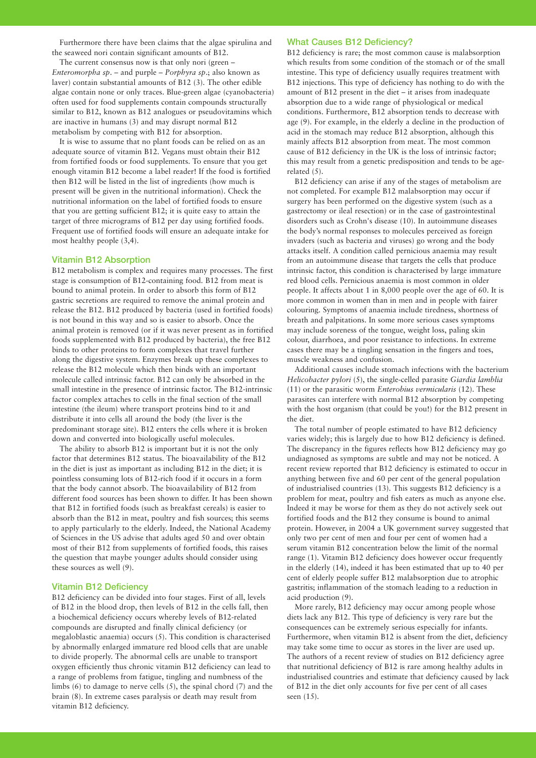Furthermore there have been claims that the algae spirulina and the seaweed nori contain significant amounts of B12.

The current consensus now is that only nori (green – *Enteromorpha sp*. – and purple – *Porphyra sp*.; also known as laver) contain substantial amounts of B12 (3). The other edible algae contain none or only traces. Blue-green algae (cyanobacteria) often used for food supplements contain compounds structurally similar to B12, known as B12 analogues or pseudovitamins which are inactive in humans (3) and may disrupt normal B12 metabolism by competing with B12 for absorption.

It is wise to assume that no plant foods can be relied on as an adequate source of vitamin B12. Vegans must obtain their B12 from fortified foods or food supplements. To ensure that you get enough vitamin B12 become a label reader! If the food is fortified then B12 will be listed in the list of ingredients (how much is present will be given in the nutritional information). Check the nutritional information on the label of fortified foods to ensure that you are getting sufficient B12; it is quite easy to attain the target of three micrograms of B12 per day using fortified foods. Frequent use of fortified foods will ensure an adequate intake for most healthy people (3,4).

## Vitamin B12 Absorption

B12 metabolism is complex and requires many processes. The first stage is consumption of B12-containing food. B12 from meat is bound to animal protein. In order to absorb this form of B12 gastric secretions are required to remove the animal protein and release the B12. B12 produced by bacteria (used in fortified foods) is not bound in this way and so is easier to absorb. Once the animal protein is removed (or if it was never present as in fortified foods supplemented with B12 produced by bacteria), the free B12 binds to other proteins to form complexes that travel further along the digestive system. Enzymes break up these complexes to release the B12 molecule which then binds with an important molecule called intrinsic factor. B12 can only be absorbed in the small intestine in the presence of intrinsic factor. The B12-intrinsic factor complex attaches to cells in the final section of the small intestine (the ileum) where transport proteins bind to it and distribute it into cells all around the body (the liver is the predominant storage site). B12 enters the cells where it is broken down and converted into biologically useful molecules.

The ability to absorb B12 is important but it is not the only factor that determines B12 status. The bioavailability of the B12 in the diet is just as important as including B12 in the diet; it is pointless consuming lots of B12-rich food if it occurs in a form that the body cannot absorb. The bioavailability of B12 from different food sources has been shown to differ. It has been shown that B12 in fortified foods (such as breakfast cereals) is easier to absorb than the B12 in meat, poultry and fish sources; this seems to apply particularly to the elderly. Indeed, the National Academy of Sciences in the US advise that adults aged 50 and over obtain most of their B12 from supplements of fortified foods, this raises the question that maybe younger adults should consider using these sources as well (9).

## Vitamin B12 Deficiency

B12 deficiency can be divided into four stages. First of all, levels of B12 in the blood drop, then levels of B12 in the cells fall, then a biochemical deficiency occurs whereby levels of B12-related compounds are disrupted and finally clinical deficiency (or megaloblastic anaemia) occurs (5). This condition is characterised by abnormally enlarged immature red blood cells that are unable to divide properly. The abnormal cells are unable to transport oxygen efficiently thus chronic vitamin B12 deficiency can lead to a range of problems from fatigue, tingling and numbness of the limbs (6) to damage to nerve cells (5), the spinal chord (7) and the brain (8). In extreme cases paralysis or death may result from vitamin B12 deficiency.

## What Causes B12 Deficiency?

B12 deficiency is rare; the most common cause is malabsorption which results from some condition of the stomach or of the small intestine. This type of deficiency usually requires treatment with B12 injections. This type of deficiency has nothing to do with the amount of B12 present in the diet – it arises from inadequate absorption due to a wide range of physiological or medical conditions. Furthermore, B12 absorption tends to decrease with age (9). For example, in the elderly a decline in the production of acid in the stomach may reduce B12 absorption, although this mainly affects B12 absorption from meat. The most common cause of B12 deficiency in the UK is the loss of intrinsic factor; this may result from a genetic predisposition and tends to be age-related (5).

B12 deficiency can arise if any of the stages of metabolism are not completed. For example B12 malabsorption may occur if surgery has been performed on the digestive system (such as a gastrectomy or ileal resection) or in the case of gastrointestinal disorders such as Crohn's disease (10). In autoimmune diseases the body's normal responses to molecules perceived as foreign invaders (such as bacteria and viruses) go wrong and the body attacks itself. A condition called pernicious anaemia may result from an autoimmune disease that targets the cells that produce intrinsic factor, this condition is characterised by large immature red blood cells. Pernicious anaemia is most common in older people. It affects about 1 in 8,000 people over the age of 60. It is more common in women than in men and in people with fairer colouring. Symptoms of anaemia include tiredness, shortness of breath and palpitations. In some more serious cases symptoms may include soreness of the tongue, weight loss, paling skin colour, diarrhoea, and poor resistance to infections. In extreme cases there may be a tingling sensation in the fingers and toes, muscle weakness and confusion.

Additional causes include stomach infections with the bacterium *Helicobacter pylori* (5), the single-celled parasite *Giardia lamblia* (11) or the parasitic worm *Enterobius vermicularis* (12). These parasites can interfere with normal B12 absorption by competing with the host organism (that could be you!) for the B12 present in the diet.

The total number of people estimated to have B12 deficiency varies widely; this is largely due to how B12 deficiency is defined. The discrepancy in the figures reflects how B12 deficiency may go undiagnosed as symptoms are subtle and may not be noticed. A recent review reported that B12 deficiency is estimated to occur in anything between five and 60 per cent of the general population of industrialised countries (13). This suggests B12 deficiency is a problem for meat, poultry and fish eaters as much as anyone else. Indeed it may be worse for them as they do not actively seek out fortified foods and the B12 they consume is bound to animal protein. However, in 2004 a UK government survey suggested that only two per cent of men and four per cent of women had a serum vitamin B12 concentration below the limit of the normal range (1). Vitamin B12 deficiency does however occur frequently in the elderly (14), indeed it has been estimated that up to 40 per cent of elderly people suffer B12 malabsorption due to atrophic gastritis; inflammation of the stomach leading to a reduction in acid production (9).

More rarely, B12 deficiency may occur among people whose diets lack any B12. This type of deficiency is very rare but the consequences can be extremely serious especially for infants. Furthermore, when vitamin B12 is absent from the diet, deficiency may take some time to occur as stores in the liver are used up. The authors of a recent review of studies on B12 deficiency agree that nutritional deficiency of B12 is rare among healthy adults in industrialised countries and estimate that deficiency caused by lack of B12 in the diet only accounts for five per cent of all cases seen (15).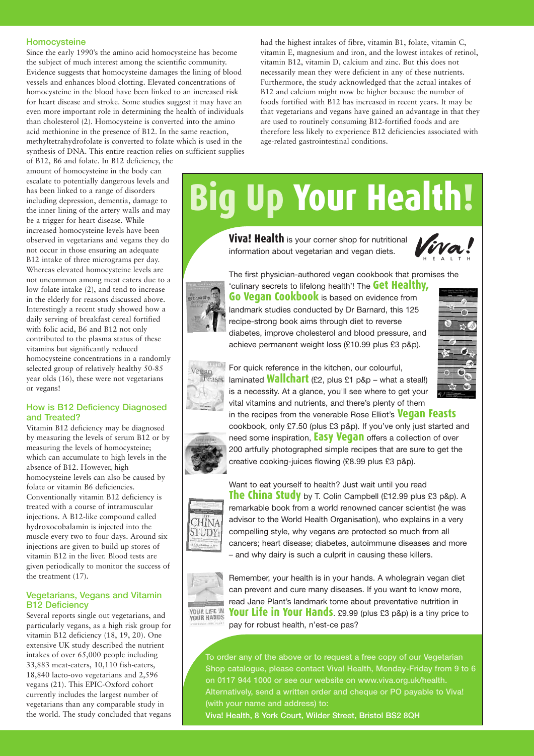## Homocysteine

Since the early 1990's the amino acid homocysteine has become the subject of much interest among the scientific community. Evidence suggests that homocysteine damages the lining of blood vessels and enhances blood clotting. Elevated concentrations of homocysteine in the blood have been linked to an increased risk for heart disease and stroke. Some studies suggest it may have an even more important role in determining the health of individuals than cholesterol (2). Homocysteine is converted into the amino acid methionine in the presence of B12. In the same reaction, methyltetrahydrofolate is converted to folate which is used in the synthesis of DNA. This entire reaction relies on sufficient supplies of B12, B6 and folate. In B12 deficiency, the amount of homocysteine in the body can escalate to potentially dangerous levels and has been linked to a range of disorders including depression, dementia, damage to the inner lining of the artery walls and may be a trigger for heart disease. While increased homocysteine levels have been observed in vegetarians and vegans they do not occur in those ensuring an adequate B12 intake of three micrograms per day. Whereas elevated homocysteine levels are not uncommon among meat eaters due to a low folate intake (2), and tend to increase in the elderly for reasons discussed above. Interestingly a recent study showed how a daily serving of breakfast cereal fortified with folic acid, B6 and B12 not only contributed to the plasma status of these vitamins but significantly reduced homocysteine concentrations in a randomly selected group of relatively healthy 50-85 year olds (16), these were not vegetarians or vegans!

## How is B12 Deficiency Diagnosed and Treated?

Vitamin B12 deficiency may be diagnosed by measuring the levels of serum B12 or by measuring the levels of homocysteine; which can accumulate to high levels in the absence of B12. However, high homocysteine levels can also be caused by folate or vitamin B6 deficiencies. Conventionally vitamin B12 deficiency is treated with a course of intramuscular injections. A B12-like compound called hydroxocobalamin is injected into the muscle every two to four days. Around six injections are given to build up stores of vitamin B12 in the liver. Blood tests are given periodically to monitor the success of the treatment (17).

## Vegetarians, Vegans and Vitamin B12 Deficiency

Several reports single out vegetarians, and particularly vegans, as a high risk group for vitamin B12 deficiency (18, 19, 20). One extensive UK study described the nutrient intakes of over 65,000 people including 33,883 meat-eaters, 10,110 fish-eaters, 18,840 lacto-ovo vegetarians and 2,596 vegans (21). This EPIC-Oxford cohort currently includes the largest number of vegetarians than any comparable study in the world. The study concluded that vegans had the highest intakes of fibre, vitamin B1, folate, vitamin C, vitamin E, magnesium and iron, and the lowest intakes of retinol, vitamin B12, vitamin D, calcium and zinc. But this does not necessarily mean they were deficient in any of these nutrients. Furthermore, the study acknowledged that the actual intakes of B12 and calcium might now be higher because the number of foods fortified with B12 has increased in recent years. It may be that vegetarians and vegans have gained an advantage in that they are used to routinely consuming B12-fortified foods and are therefore less likely to experience B12 deficiencies associated with age-related gastrointestinal conditions.

# Big Up Your Health!

**Viva! Health** is your corner shop for nutritional information about vegetarian and vegan diets.

The first physician-authored vegan cookbook that promises the 'culinary secrets to lifelong health'! The **Get Healthy, Go Vegan Cookbook** is based on evidence from landmark studies conducted by Dr Barnard, this 125 recipe-strong book aims through diet to reverse diabetes, improve cholesterol and blood pressure, and achieve permanent weight loss (£10.99 plus £3 p&p).

For quick reference in the kitchen, our colourful, laminated **Wallchart** (£2, plus £1 p&p – what a steal!) is a necessity. At a glance, you'll see where to get your vital vitamins and nutrients, and there's plenty of them in the recipes from the venerable Rose Elliot's **Vegan Feasts** cookbook, only £7.50 (plus £3 p&p). If you've only just started and need some inspiration, **Easy Vegan** offers a collection of over 200 artfully photographed simple recipes that are sure to get the creative cooking-juices flowing (£8.99 plus £3 p&p).

Want to eat yourself to health? Just wait until you read **The China Study** by T. Colin Campbell (£12.99 plus £3 p&p). A remarkable book from a world renowned cancer scientist (he was advisor to the World Health Organisation), who explains in a very compelling style, why vegans are protected so much from all cancers; heart disease; diabetes, autoimmune diseases and more – and why dairy is such a culprit in causing these killers.

Remember, your health is in your hands. A wholegrain vegan diet can prevent and cure many diseases. If you want to know more, read Jane Plant's landmark tome about preventative nutrition in **Your Life in Your Hands**. £9.99 (plus £3 p&p) is a tiny price to pay for robust health, n'est-ce pas?

To order any of the above or to request a free copy of our Vegetarian Shop catalogue, please contact Viva! Health, Monday-Friday from 9 to 6 on 0117 944 1000 or see our website on www.viva.org.uk/health. Alternatively, send a written order and cheque or PO payable to Viva! (with your name and address) to:

**Viva! Health, 8 York Court, Wilder Street, Bristol BS2 8QH**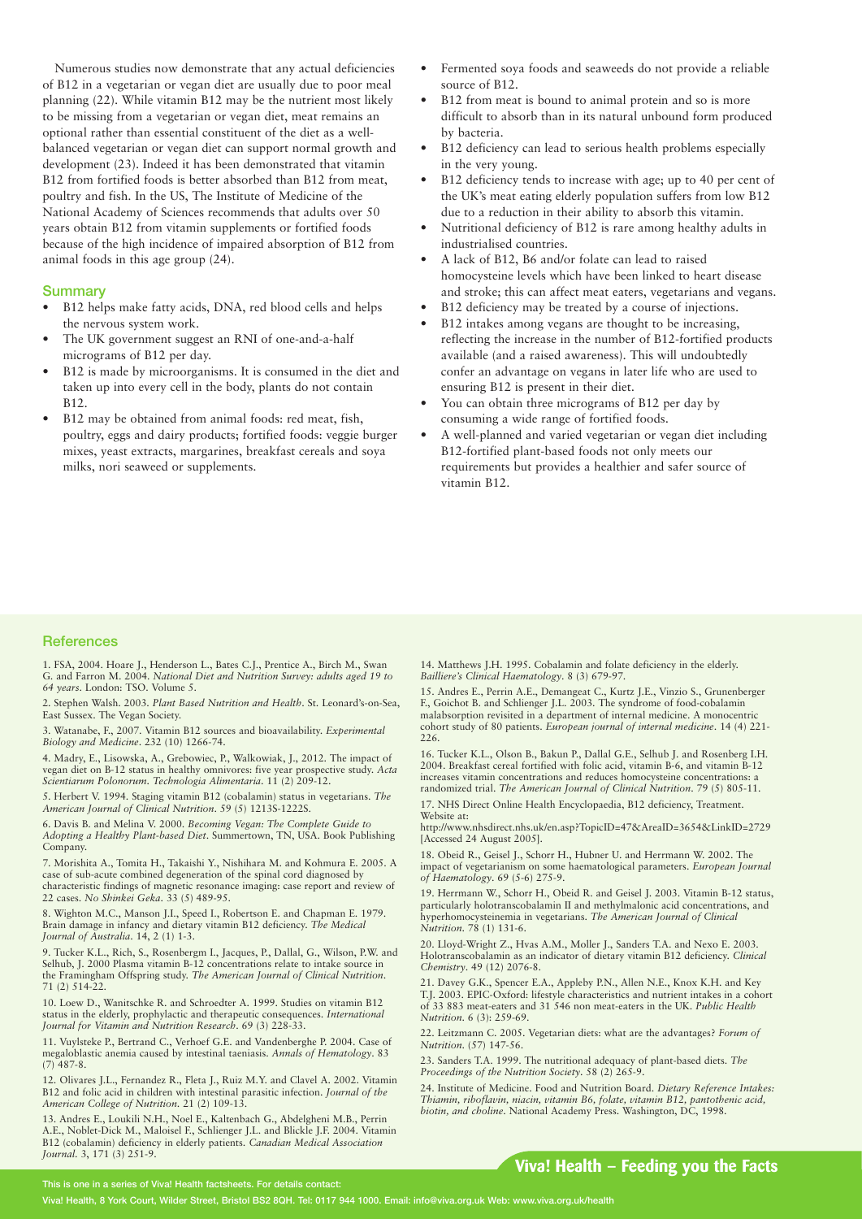Numerous studies now demonstrate that any actual deficiencies of B12 in a vegetarian or vegan diet are usually due to poor meal planning (22). While vitamin B12 may be the nutrient most likely to be missing from a vegetarian or vegan diet, meat remains an optional rather than essential constituent of the diet as a well-balanced vegetarian or vegan diet can support normal growth and development (23). Indeed it has been demonstrated that vitamin B12 from fortified foods is better absorbed than B12 from meat, poultry and fish. In the US, The Institute of Medicine of the National Academy of Sciences recommends that adults over 50 years obtain B12 from vitamin supplements or fortified foods because of the high incidence of impaired absorption of B12 from animal foods in this age group (24).

## Summary

- B12 helps make fatty acids, DNA, red blood cells and helps the nervous system work.
- The UK government suggest an RNI of one-and-a-half micrograms of B12 per day.
- B12 is made by microorganisms. It is consumed in the diet and taken up into every cell in the body, plants do not contain B12.
- B12 may be obtained from animal foods: red meat, fish, poultry, eggs and dairy products; fortified foods: veggie burger mixes, yeast extracts, margarines, breakfast cereals and soya milks, nori seaweed or supplements.
- Fermented soya foods and seaweeds do not provide a reliable source of B12.
- B12 from meat is bound to animal protein and so is more difficult to absorb than in its natural unbound form produced by bacteria.
- B12 deficiency can lead to serious health problems especially in the very young.
- B12 deficiency tends to increase with age; up to 40 per cent of the UK's meat eating elderly population suffers from low B12 due to a reduction in their ability to absorb this vitamin.
- Nutritional deficiency of B12 is rare among healthy adults in industrialised countries.
- A lack of B12, B6 and/or folate can lead to raised homocysteine levels which have been linked to heart disease and stroke; this can affect meat eaters, vegetarians and vegans.
- B12 deficiency may be treated by a course of injections.
- B12 intakes among vegans are thought to be increasing, reflecting the increase in the number of B12-fortified products available (and a raised awareness). This will undoubtedly confer an advantage on vegans in later life who are used to ensuring B12 is present in their diet.
- You can obtain three micrograms of B12 per day by consuming a wide range of fortified foods.
- A well-planned and varied vegetarian or vegan diet including B12-fortified plant-based foods not only meets our requirements but provides a healthier and safer source of vitamin B12.

## References

1. FSA, 2004. Hoare J., Henderson L., Bates C.J., Prentice A., Birch M., Swan G. and Farron M. 2004. *National Diet and Nutrition Survey: adults aged 19 to 64 years*. London: TSO. Volume 5.

2. Stephen Walsh. 2003. *Plant Based Nutrition and Health*. St. Leonard's-on-Sea, East Sussex. The Vegan Society.

3. Watanabe, F., 2007. Vitamin B12 sources and bioavailability. *Experimental Biology and Medicine*. 232 (10) 1266-74.

4. Madry, E., Lisowska, A., Grebowiec, P., Walkowiak, J., 2012. The impact of vegan diet on B-12 status in healthy omnivores: five year prospective study. *Acta Scientiarum Polonorum. Technologia Alimentaria*. 11 (2) 209-12.

5. Herbert V. 1994. Staging vitamin B12 (cobalamin) status in vegetarians. *The American Journal of Clinical Nutrition*. 59 (5) 1213S-1222S.

6. Davis B. and Melina V. 2000. *Becoming Vegan: The Complete Guide to Adopting a Healthy Plant-based Diet*. Summertown, TN, USA. Book Publishing Company.

7. Morishita A., Tomita H., Takaishi Y., Nishihara M. and Kohmura E. 2005. A case of sub-acute combined degeneration of the spinal cord diagnosed by characteristic findings of magnetic resonance imaging: case report and review of 22 cases. *No Shinkei Geka*. 33 (5) 489-95.

8. Wighton M.C., Manson J.I., Speed I., Robertson E. and Chapman E. 1979. Brain damage in infancy and dietary vitamin B12 deficiency. *The Medical Journal of Australia*. 14, 2 (1) 1-3.

9. Tucker K.L., Rich, S., Rosenbergm I., Jacques, P., Dallal, G., Wilson, P.W. and Selhub, J. 2000 Plasma vitamin B-12 concentrations relate to intake source in the Framingham Offspring study. *The American Journal of Clinical Nutrition*. 71 (2) 514-22.

10. Loew D., Wanitschke R. and Schroedter A. 1999. Studies on vitamin B12 status in the elderly, prophylactic and therapeutic consequences. *International Journal for Vitamin and Nutrition Research*. 69 (3) 228-33.

11. Vuylsteke P., Bertrand C., Verhoef G.E. and Vandenberghe P. 2004. Case of megaloblastic anemia caused by intestinal taeniasis. *Annals of Hematology*. 83 (7) 487-8.

12. Olivares J.L., Fernandez R., Fleta J., Ruiz M.Y. and Clavel A. 2002. Vitamin B12 and folic acid in children with intestinal parasitic infection. *Journal of the American College of Nutrition*. 21 (2) 109-13.

13. Andres E., Loukili N.H., Noel E., Kaltenbach G., Abdelgheni M.B., Perrin A.E., Noblet-Dick M., Maloisel F., Schlienger J.L. and Blickle J.F. 2004. Vitamin B12 (cobalamin) deficiency in elderly patients. *Canadian Medical Association Journal*. 3, 171 (3) 251-9.

14. Matthews J.H. 1995. Cobalamin and folate deficiency in the elderly. *Bailliere's Clinical Haematology*. 8 (3) 679-97.

15. Andres E., Perrin A.E., Demangeat C., Kurtz J.E., Vinzio S., Grunenberger F., Goichot B. and Schlienger J.L. 2003. The syndrome of food-cobalamin malabsorption revisited in a department of internal medicine. A monocentric cohort study of 80 patients. *European journal of internal medicine*. 14 (4) 221-226.

16. Tucker K.L., Olson B., Bakun P., Dallal G.E., Selhub J. and Rosenberg I.H. 2004. Breakfast cereal fortified with folic acid, vitamin B-6, and vitamin B-12 increases vitamin concentrations and reduces homocysteine concentrations: a randomized trial. *The American Journal of Clinical Nutrition*. 79 (5) 805-11.

17. NHS Direct Online Health Encyclopaedia, B12 deficiency, Treatment. Website at: http://www.nhsdirect.nhs.uk/en.asp?TopicID=47&AreaID=3654&LinkID=2729 [Accessed 24 August 2005].

18. Obeid R., Geisel J., Schorr H., Hubner U. and Herrmann W. 2002. The impact of vegetarianism on some haematological parameters. *European Journal of Haematology*. 69 (5-6) 275-9.

19. Herrmann W., Schorr H., Obeid R. and Geisel J. 2003. Vitamin B-12 status, particularly holotranscobalamin II and methylmalonic acid concentrations, and hyperhomocysteinemia in vegetarians. *The American Journal of Clinical Nutrition*. 78 (1) 131-6.

20. Lloyd-Wright Z., Hvas A.M., Moller J., Sanders T.A. and Nexo E. 2003. Holotranscobalamin as an indicator of dietary vitamin B12 deficiency. *Clinical Chemistry*. 49 (12) 2076-8.

21. Davey G.K., Spencer E.A., Appleby P.N., Allen N.E., Knox K.H. and Key T.J. 2003. EPIC-Oxford: lifestyle characteristics and nutrient intakes in a cohort of 33 883 meat-eaters and 31 546 non meat-eaters in the UK. *Public Health Nutrition*. 6 (3): 259-69.

22. Leitzmann C. 2005. Vegetarian diets: what are the advantages? *Forum of Nutrition*. (57) 147-56.

23. Sanders T.A. 1999. The nutritional adequacy of plant-based diets. *The Proceedings of the Nutrition Society*. 58 (2) 265-9.

24. Institute of Medicine. Food and Nutrition Board. *Dietary Reference Intakes: Thiamin, riboflavin, niacin, vitamin B6, folate, vitamin B12, pantothenic acid, biotin, and choline*. National Academy Press. Washington, DC, 1998.

**Viva! Health – Feeding you the Facts**

This is one in a series of Viva! Health factsheets. For details contact:
Viva! Health, 8 York Court, Wilder Street, Bristol BS2 8QH. Tel: 0117 944 1000. Email: info@viva.org.uk Web: www.viva.org.uk/health